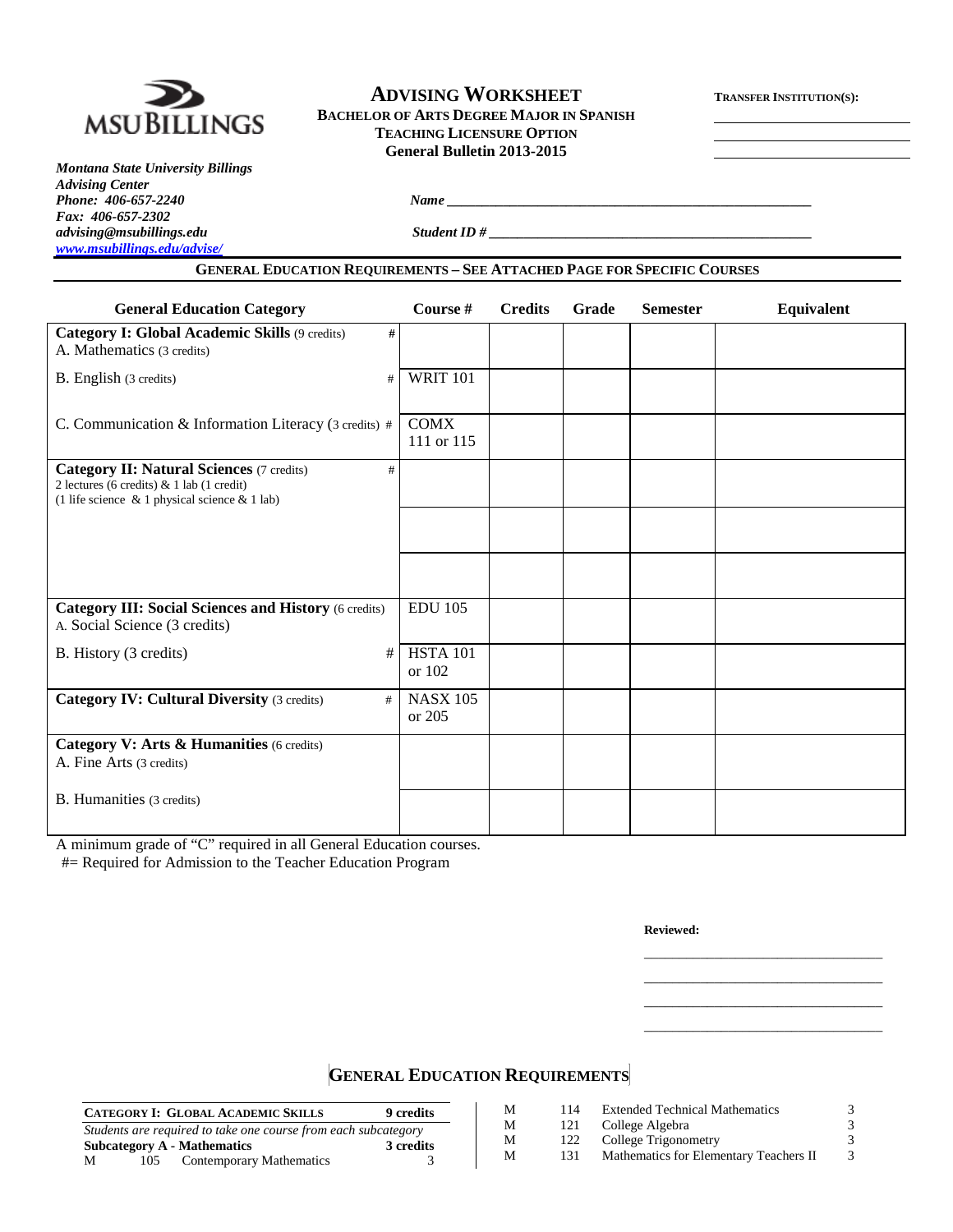# ADVISING WORKSHEET

**BACHELOR OF ARTS DEGREE MAJOR IN SPANISH**
**TEACHING LICENSURE OPTION**
**General Bulletin 2013-2015**

**TRANSFER INSTITUTION(S):**

______________________
______________________
______________________

*Montana State University Billings*
*Advising Center*
*Phone: 406-657-2240*
*Fax: 406-657-2302*
*advising@msubillings.edu*
*www.msubillings.edu/advise/*

***Name*** ______________________________________________

***Student ID #*** ______________________________________________

## GENERAL EDUCATION REQUIREMENTS – SEE ATTACHED PAGE FOR SPECIFIC COURSES

| General Education Category | Course # | Credits | Grade | Semester | Equivalent |
|---|---|---|---|---|---|
| **Category I: Global Academic Skills** (9 credits) # <br> A. Mathematics (3 credits) | | | | | |
| B. English (3 credits) # | WRIT 101 | | | | |
| C. Communication & Information Literacy (3 credits) # | COMX 111 or 115 | | | | |
| **Category II: Natural Sciences** (7 credits) # <br> 2 lectures (6 credits) & 1 lab (1 credit) <br> (1 life science & 1 physical science & 1 lab) | | | | | |
| | | | | | |
| | | | | | |
| **Category III: Social Sciences and History** (6 credits) <br> A. Social Science (3 credits) | EDU 105 | | | | |
| B. History (3 credits) # | HSTA 101 or 102 | | | | |
| **Category IV: Cultural Diversity** (3 credits) # | NASX 105 or 205 | | | | |
| **Category V: Arts & Humanities** (6 credits) <br> A. Fine Arts (3 credits) | | | | | |
| B. Humanities (3 credits) | | | | | |

A minimum grade of "C" required in all General Education courses.
#= Required for Admission to the Teacher Education Program

**Reviewed:**

______________________________
______________________________
______________________________
______________________________

## GENERAL EDUCATION REQUIREMENTS

| **CATEGORY I: GLOBAL ACADEMIC SKILLS** | | | **9 credits** |
|---|---|---|---|
| *Students are required to take one course from each subcategory* | | | |
| **Subcategory A - Mathematics** | | | **3 credits** |
| M | 105 | Contemporary Mathematics | 3 |
| M | 114 | Extended Technical Mathematics | 3 |
| M | 121 | College Algebra | 3 |
| M | 122 | College Trigonometry | 3 |
| M | 131 | Mathematics for Elementary Teachers II | 3 |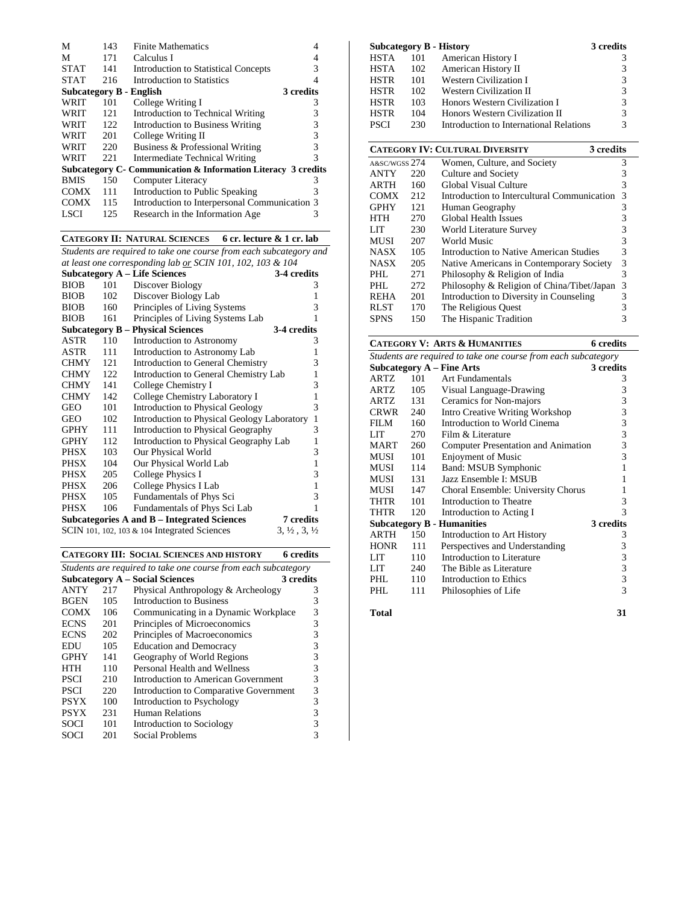| | | | |
|---|---|---|---|
| M | 143 | Finite Mathematics | 4 |
| M | 171 | Calculus I | 4 |
| STAT | 141 | Introduction to Statistical Concepts | 3 |
| STAT | 216 | Introduction to Statistics | 4 |
| **Subcategory B - English** | | | **3 credits** |
| WRIT | 101 | College Writing I | 3 |
| WRIT | 121 | Introduction to Technical Writing | 3 |
| WRIT | 122 | Introduction to Business Writing | 3 |
| WRIT | 201 | College Writing II | 3 |
| WRIT | 220 | Business & Professional Writing | 3 |
| WRIT | 221 | Intermediate Technical Writing | 3 |
| **Subcategory C- Communication & Information Literacy** | | | **3 credits** |
| BMIS | 150 | Computer Literacy | 3 |
| COMX | 111 | Introduction to Public Speaking | 3 |
| COMX | 115 | Introduction to Interpersonal Communication | 3 |
| LSCI | 125 | Research in the Information Age | 3 |

## CATEGORY II: NATURAL SCIENCES — 6 cr. lecture & 1 cr. lab

*Students are required to take one course from each subcategory and at least one corresponding lab or SCIN 101, 102, 103 & 104*

| | | | |
|---|---|---|---|
| **Subcategory A – Life Sciences** | | | **3-4 credits** |
| BIOB | 101 | Discover Biology | 3 |
| BIOB | 102 | Discover Biology Lab | 1 |
| BIOB | 160 | Principles of Living Systems | 3 |
| BIOB | 161 | Principles of Living Systems Lab | 1 |
| **Subcategory B – Physical Sciences** | | | **3-4 credits** |
| ASTR | 110 | Introduction to Astronomy | 3 |
| ASTR | 111 | Introduction to Astronomy Lab | 1 |
| CHMY | 121 | Introduction to General Chemistry | 3 |
| CHMY | 122 | Introduction to General Chemistry Lab | 1 |
| CHMY | 141 | College Chemistry I | 3 |
| CHMY | 142 | College Chemistry Laboratory I | 1 |
| GEO | 101 | Introduction to Physical Geology | 3 |
| GEO | 102 | Introduction to Physical Geology Laboratory | 1 |
| GPHY | 111 | Introduction to Physical Geography | 3 |
| GPHY | 112 | Introduction to Physical Geography Lab | 1 |
| PHSX | 103 | Our Physical World | 3 |
| PHSX | 104 | Our Physical World Lab | 1 |
| PHSX | 205 | College Physics I | 3 |
| PHSX | 206 | College Physics I Lab | 1 |
| PHSX | 105 | Fundamentals of Phys Sci | 3 |
| PHSX | 106 | Fundamentals of Phys Sci Lab | 1 |
| **Subcategories A and B – Integrated Sciences** | | | **7 credits** |
| SCIN 101, 102, 103 & 104 Integrated Sciences | | | 3, ½ , 3, ½ |

## CATEGORY III: SOCIAL SCIENCES AND HISTORY — 6 credits

*Students are required to take one course from each subcategory*

| | | | |
|---|---|---|---|
| **Subcategory A – Social Sciences** | | | **3 credits** |
| ANTY | 217 | Physical Anthropology & Archeology | 3 |
| BGEN | 105 | Introduction to Business | 3 |
| COMX | 106 | Communicating in a Dynamic Workplace | 3 |
| ECNS | 201 | Principles of Microeconomics | 3 |
| ECNS | 202 | Principles of Macroeconomics | 3 |
| EDU | 105 | Education and Democracy | 3 |
| GPHY | 141 | Geography of World Regions | 3 |
| HTH | 110 | Personal Health and Wellness | 3 |
| PSCI | 210 | Introduction to American Government | 3 |
| PSCI | 220 | Introduction to Comparative Government | 3 |
| PSYX | 100 | Introduction to Psychology | 3 |
| PSYX | 231 | Human Relations | 3 |
| SOCI | 101 | Introduction to Sociology | 3 |
| SOCI | 201 | Social Problems | 3 |
| **Subcategory B - History** | | | **3 credits** |
| HSTA | 101 | American History I | 3 |
| HSTA | 102 | American History II | 3 |
| HSTR | 101 | Western Civilization I | 3 |
| HSTR | 102 | Western Civilization II | 3 |
| HSTR | 103 | Honors Western Civilization I | 3 |
| HSTR | 104 | Honors Western Civilization II | 3 |
| PSCI | 230 | Introduction to International Relations | 3 |

## CATEGORY IV: CULTURAL DIVERSITY — 3 credits

| | | | |
|---|---|---|---|
| A&SC/WGSS | 274 | Women, Culture, and Society | 3 |
| ANTY | 220 | Culture and Society | 3 |
| ARTH | 160 | Global Visual Culture | 3 |
| COMX | 212 | Introduction to Intercultural Communication | 3 |
| GPHY | 121 | Human Geography | 3 |
| HTH | 270 | Global Health Issues | 3 |
| LIT | 230 | World Literature Survey | 3 |
| MUSI | 207 | World Music | 3 |
| NASX | 105 | Introduction to Native American Studies | 3 |
| NASX | 205 | Native Americans in Contemporary Society | 3 |
| PHL | 271 | Philosophy & Religion of India | 3 |
| PHL | 272 | Philosophy & Religion of China/Tibet/Japan | 3 |
| REHA | 201 | Introduction to Diversity in Counseling | 3 |
| RLST | 170 | The Religious Quest | 3 |
| SPNS | 150 | The Hispanic Tradition | 3 |

## CATEGORY V: ARTS & HUMANITIES — 6 credits

*Students are required to take one course from each subcategory*

| | | | |
|---|---|---|---|
| **Subcategory A – Fine Arts** | | | **3 credits** |
| ARTZ | 101 | Art Fundamentals | 3 |
| ARTZ | 105 | Visual Language-Drawing | 3 |
| ARTZ | 131 | Ceramics for Non-majors | 3 |
| CRWR | 240 | Intro Creative Writing Workshop | 3 |
| FILM | 160 | Introduction to World Cinema | 3 |
| LIT | 270 | Film & Literature | 3 |
| MART | 260 | Computer Presentation and Animation | 3 |
| MUSI | 101 | Enjoyment of Music | 3 |
| MUSI | 114 | Band: MSUB Symphonic | 1 |
| MUSI | 131 | Jazz Ensemble I: MSUB | 1 |
| MUSI | 147 | Choral Ensemble: University Chorus | 1 |
| THTR | 101 | Introduction to Theatre | 3 |
| THTR | 120 | Introduction to Acting I | 3 |
| **Subcategory B - Humanities** | | | **3 credits** |
| ARTH | 150 | Introduction to Art History | 3 |
| HONR | 111 | Perspectives and Understanding | 3 |
| LIT | 110 | Introduction to Literature | 3 |
| LIT | 240 | The Bible as Literature | 3 |
| PHL | 110 | Introduction to Ethics | 3 |
| PHL | 111 | Philosophies of Life | 3 |

**Total** **31**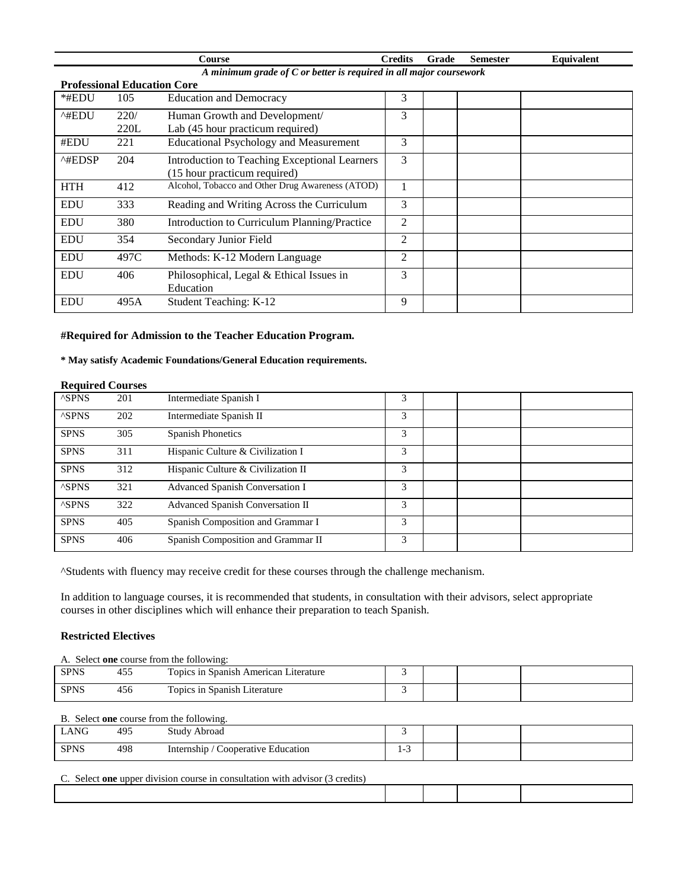| Course | | | Credits | Grade | Semester | Equivalent |
|---|---|---|---|---|---|---|
| *A minimum grade of C or better is required in all major coursework* | | | | | | |
| **Professional Education Core** | | | | | | |
| *#EDU | 105 | Education and Democracy | 3 | | | |
| ^#EDU | 220/ 220L | Human Growth and Development/ Lab (45 hour practicum required) | 3 | | | |
| #EDU | 221 | Educational Psychology and Measurement | 3 | | | |
| ^#EDSP | 204 | Introduction to Teaching Exceptional Learners (15 hour practicum required) | 3 | | | |
| HTH | 412 | Alcohol, Tobacco and Other Drug Awareness (ATOD) | 1 | | | |
| EDU | 333 | Reading and Writing Across the Curriculum | 3 | | | |
| EDU | 380 | Introduction to Curriculum Planning/Practice | 2 | | | |
| EDU | 354 | Secondary Junior Field | 2 | | | |
| EDU | 497C | Methods: K-12 Modern Language | 2 | | | |
| EDU | 406 | Philosophical, Legal & Ethical Issues in Education | 3 | | | |
| EDU | 495A | Student Teaching: K-12 | 9 | | | |

**#Required for Admission to the Teacher Education Program.**

**\* May satisfy Academic Foundations/General Education requirements.**

**Required Courses**

| | | | | | | |
|---|---|---|---|---|---|---|
| ^SPNS | 201 | Intermediate Spanish I | 3 | | | |
| ^SPNS | 202 | Intermediate Spanish II | 3 | | | |
| SPNS | 305 | Spanish Phonetics | 3 | | | |
| SPNS | 311 | Hispanic Culture & Civilization I | 3 | | | |
| SPNS | 312 | Hispanic Culture & Civilization II | 3 | | | |
| ^SPNS | 321 | Advanced Spanish Conversation I | 3 | | | |
| ^SPNS | 322 | Advanced Spanish Conversation II | 3 | | | |
| SPNS | 405 | Spanish Composition and Grammar I | 3 | | | |
| SPNS | 406 | Spanish Composition and Grammar II | 3 | | | |

^Students with fluency may receive credit for these courses through the challenge mechanism.

In addition to language courses, it is recommended that students, in consultation with their advisors, select appropriate courses in other disciplines which will enhance their preparation to teach Spanish.

**Restricted Electives**

A. Select **one** course from the following:

| | | | | | | |
|---|---|---|---|---|---|---|
| SPNS | 455 | Topics in Spanish American Literature | 3 | | | |
| SPNS | 456 | Topics in Spanish Literature | 3 | | | |

B. Select **one** course from the following.

| | | | | | | |
|---|---|---|---|---|---|---|
| LANG | 495 | Study Abroad | 3 | | | |
| SPNS | 498 | Internship / Cooperative Education | 1-3 | | | |

C. Select **one** upper division course in consultation with advisor (3 credits)

| | | | | |
|---|---|---|---|---|
| | | | | |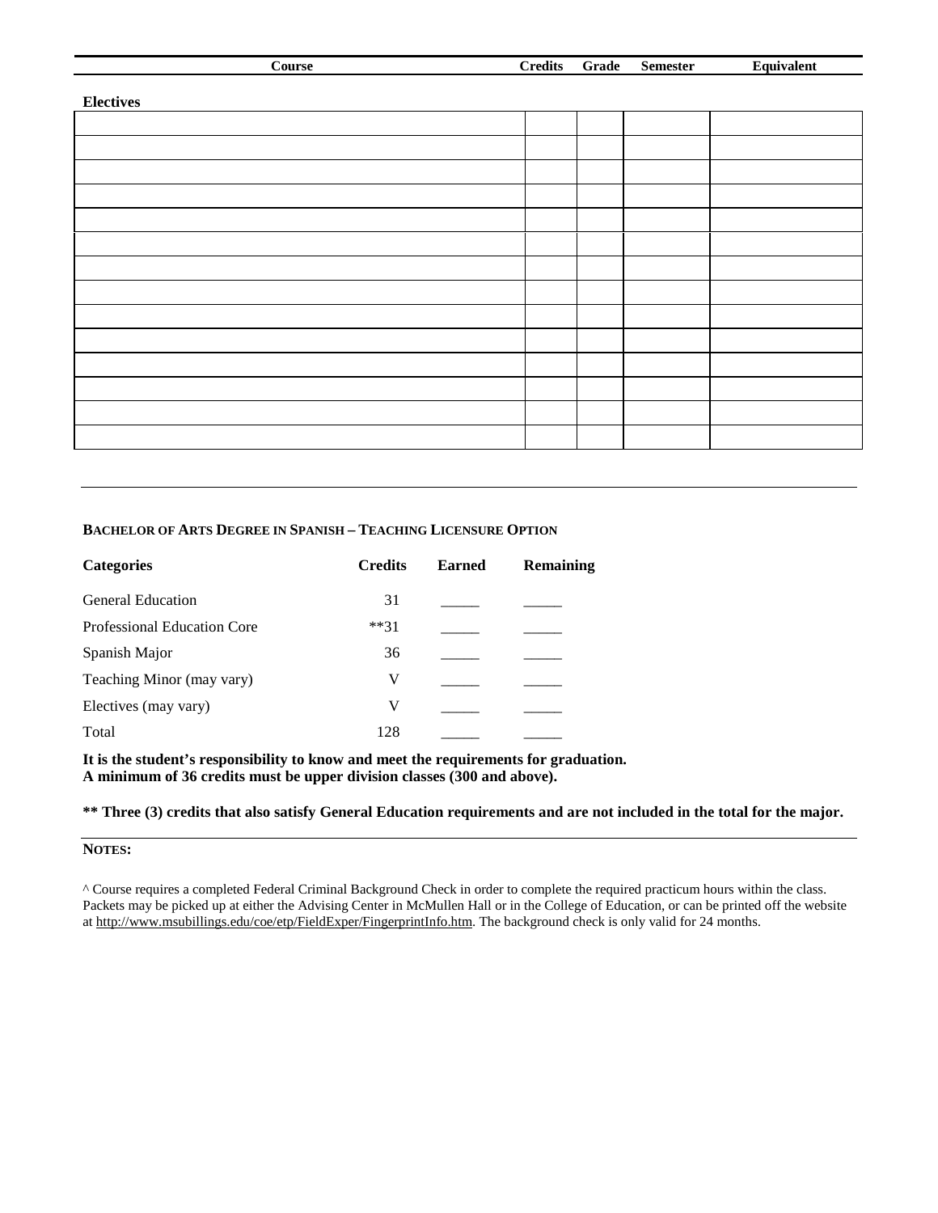| Course | Credits | Grade | Semester | Equivalent |
|---|---|---|---|---|

**Electives**

| | | | | |
|---|---|---|---|---|
| | | | | |
| | | | | |
| | | | | |
| | | | | |
| | | | | |
| | | | | |
| | | | | |
| | | | | |
| | | | | |
| | | | | |
| | | | | |
| | | | | |
| | | | | |
| | | | | |

---

**BACHELOR OF ARTS DEGREE IN SPANISH – TEACHING LICENSURE OPTION**

| Categories | Credits | Earned | Remaining |
|---|---|---|---|
| General Education | 31 | _____ | _____ |
| Professional Education Core | **31 | _____ | _____ |
| Spanish Major | 36 | _____ | _____ |
| Teaching Minor (may vary) | V | _____ | _____ |
| Electives (may vary) | V | _____ | _____ |
| Total | 128 | _____ | _____ |

**It is the student's responsibility to know and meet the requirements for graduation.**
**A minimum of 36 credits must be upper division classes (300 and above).**

**** Three (3) credits that also satisfy General Education requirements and are not included in the total for the major.**

---

**NOTES:**

^ Course requires a completed Federal Criminal Background Check in order to complete the required practicum hours within the class. Packets may be picked up at either the Advising Center in McMullen Hall or in the College of Education, or can be printed off the website at http://www.msubillings.edu/coe/etp/FieldExper/FingerprintInfo.htm. The background check is only valid for 24 months.